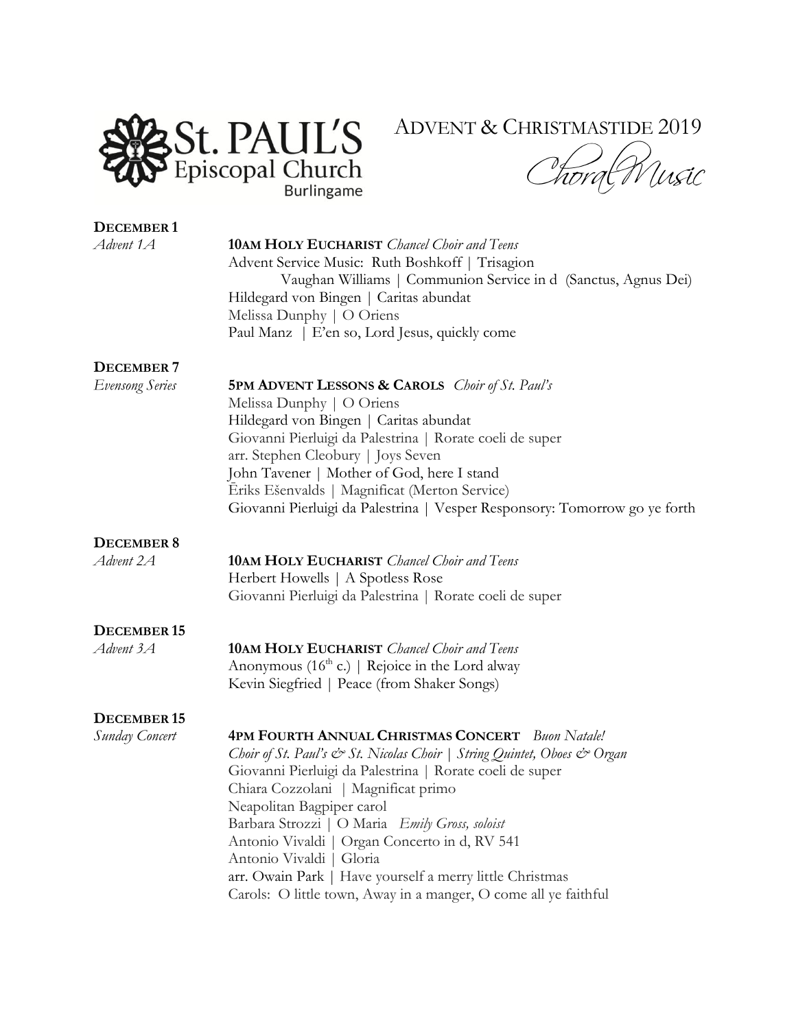St. PAUL'S Episcopal Church Burlingame

# ADVENT & CHRISTMASTIDE 2019

## *Choral Music*

**DECEMBER 1**

*Advent 1A*

**10AM HOLY EUCHARIST** *Chancel Choir and Teens*
Advent Service Music: Ruth Boshkoff | Trisagion
Vaughan Williams | Communion Service in d (Sanctus, Agnus Dei)
Hildegard von Bingen | Caritas abundat
Melissa Dunphy | O Oriens
Paul Manz | E'en so, Lord Jesus, quickly come

**DECEMBER 7**

*Evensong Series*

**5PM ADVENT LESSONS & CAROLS** *Choir of St. Paul's*
Melissa Dunphy | O Oriens
Hildegard von Bingen | Caritas abundat
Giovanni Pierluigi da Palestrina | Rorate coeli de super
arr. Stephen Cleobury | Joys Seven
John Tavener | Mother of God, here I stand
Ēriks Ešenvalds | Magnificat (Merton Service)
Giovanni Pierluigi da Palestrina | Vesper Responsory: Tomorrow go ye forth

**DECEMBER 8**

*Advent 2A*

**10AM HOLY EUCHARIST** *Chancel Choir and Teens*
Herbert Howells | A Spotless Rose
Giovanni Pierluigi da Palestrina | Rorate coeli de super

**DECEMBER 15**

*Advent 3A*

**10AM HOLY EUCHARIST** *Chancel Choir and Teens*
Anonymous (16th c.) | Rejoice in the Lord alway
Kevin Siegfried | Peace (from Shaker Songs)

**DECEMBER 15**

*Sunday Concert*

**4PM FOURTH ANNUAL CHRISTMAS CONCERT** *Buon Natale!*
*Choir of St. Paul's & St. Nicolas Choir | String Quintet, Oboes & Organ*
Giovanni Pierluigi da Palestrina | Rorate coeli de super
Chiara Cozzolani | Magnificat primo
Neapolitan Bagpiper carol
Barbara Strozzi | O Maria *Emily Gross, soloist*
Antonio Vivaldi | Organ Concerto in d, RV 541
Antonio Vivaldi | Gloria
arr. Owain Park | Have yourself a merry little Christmas
Carols: O little town, Away in a manger, O come all ye faithful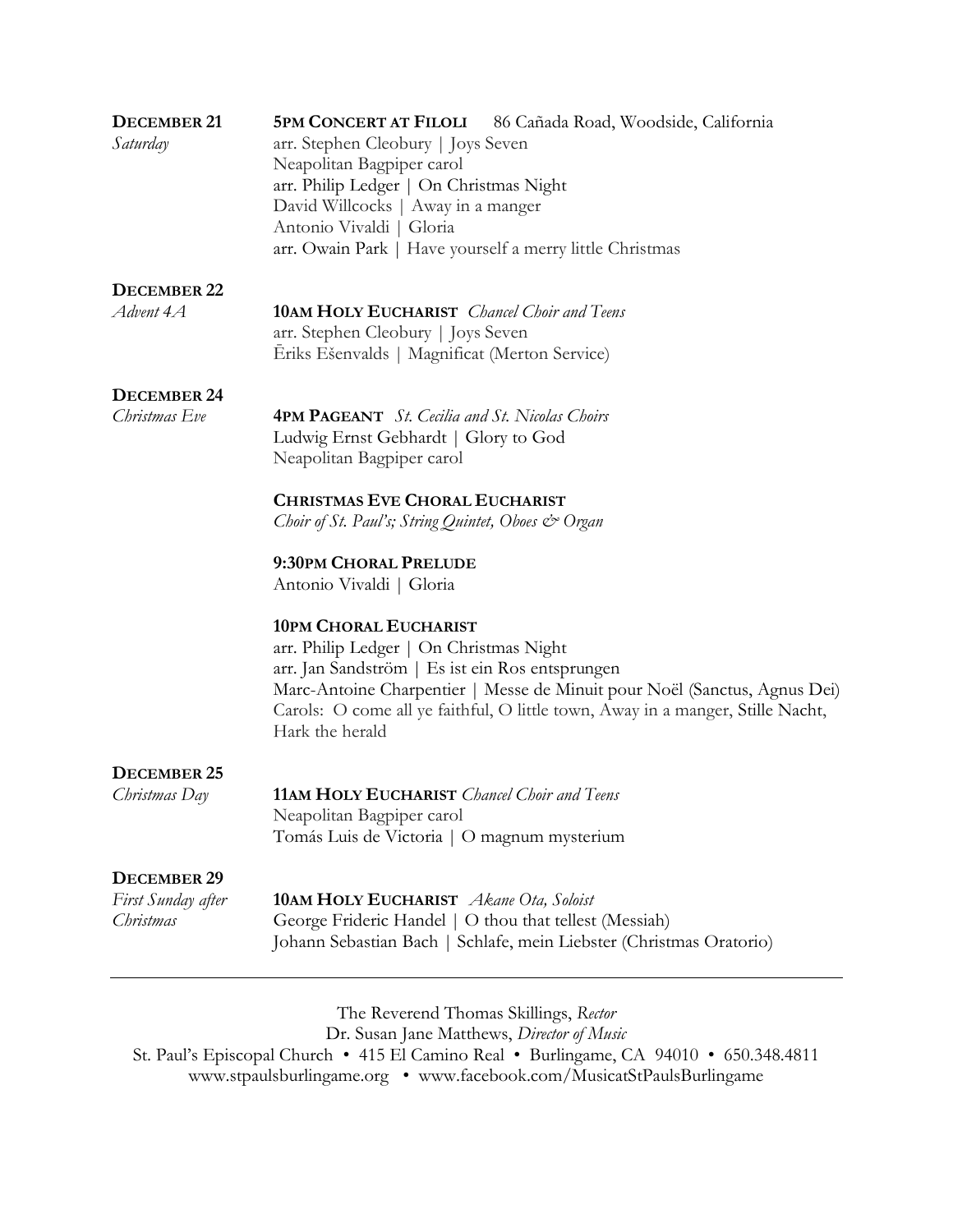**DECEMBER 21**
*Saturday*

**5PM CONCERT AT FILOLI** 86 Cañada Road, Woodside, California
arr. Stephen Cleobury | Joys Seven
Neapolitan Bagpiper carol
arr. Philip Ledger | On Christmas Night
David Willcocks | Away in a manger
Antonio Vivaldi | Gloria
arr. Owain Park | Have yourself a merry little Christmas

**DECEMBER 22**
*Advent 4A*

**10AM HOLY EUCHARIST** *Chancel Choir and Teens*
arr. Stephen Cleobury | Joys Seven
Ēriks Ešenvalds | Magnificat (Merton Service)

**DECEMBER 24**
*Christmas Eve*

**4PM PAGEANT** *St. Cecilia and St. Nicolas Choirs*
Ludwig Ernst Gebhardt | Glory to God
Neapolitan Bagpiper carol

**CHRISTMAS EVE CHORAL EUCHARIST**
*Choir of St. Paul's; String Quintet, Oboes & Organ*

**9:30PM CHORAL PRELUDE**
Antonio Vivaldi | Gloria

**10PM CHORAL EUCHARIST**
arr. Philip Ledger | On Christmas Night
arr. Jan Sandström | Es ist ein Ros entsprungen
Marc-Antoine Charpentier | Messe de Minuit pour Noël (Sanctus, Agnus Dei)
Carols: O come all ye faithful, O little town, Away in a manger, Stille Nacht, Hark the herald

**DECEMBER 25**
*Christmas Day*

**11AM HOLY EUCHARIST** *Chancel Choir and Teens*
Neapolitan Bagpiper carol
Tomás Luis de Victoria | O magnum mysterium

**DECEMBER 29**
*First Sunday after Christmas*

**10AM HOLY EUCHARIST** *Akane Ota, Soloist*
George Frideric Handel | O thou that tellest (Messiah)
Johann Sebastian Bach | Schlafe, mein Liebster (Christmas Oratorio)

---

The Reverend Thomas Skillings, *Rector*
Dr. Susan Jane Matthews, *Director of Music*
St. Paul's Episcopal Church • 415 El Camino Real • Burlingame, CA 94010 • 650.348.4811
www.stpaulsburlingame.org • www.facebook.com/MusicatStPaulsBurlingame